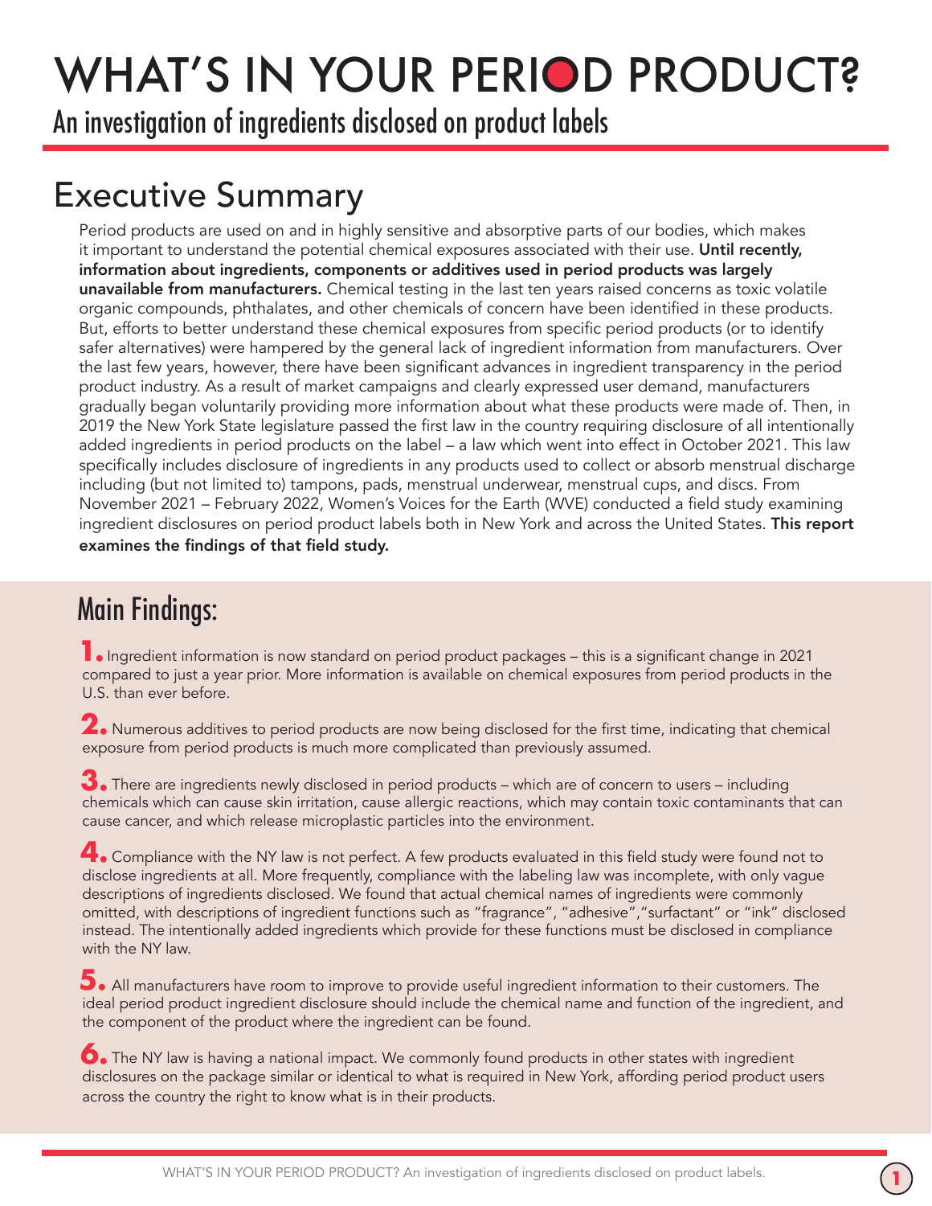# WHAT'S IN YOUR PERIOD PRODUCT?

An investigation of ingredients disclosed on product labels

## Executive Summary

Period products are used on and in highly sensitive and absorptive parts of our bodies, which makes it important to understand the potential chemical exposures associated with their use. **Until recently, information about ingredients, components or additives used in period products was largely unavailable from manufacturers.** Chemical testing in the last ten years raised concerns as toxic volatile organic compounds, phthalates, and other chemicals of concern have been identified in these products. But, efforts to better understand these chemical exposures from specific period products (or to identify safer alternatives) were hampered by the general lack of ingredient information from manufacturers. Over the last few years, however, there have been significant advances in ingredient transparency in the period product industry. As a result of market campaigns and clearly expressed user demand, manufacturers gradually began voluntarily providing more information about what these products were made of. Then, in 2019 the New York State legislature passed the first law in the country requiring disclosure of all intentionally added ingredients in period products on the label – a law which went into effect in October 2021. This law specifically includes disclosure of ingredients in any products used to collect or absorb menstrual discharge including (but not limited to) tampons, pads, menstrual underwear, menstrual cups, and discs. From November 2021 – February 2022, Women's Voices for the Earth (WVE) conducted a field study examining ingredient disclosures on period product labels both in New York and across the United States. **This report examines the findings of that field study.**

## Main Findings:

1. Ingredient information is now standard on period product packages – this is a significant change in 2021 compared to just a year prior. More information is available on chemical exposures from period products in the U.S. than ever before.

2. Numerous additives to period products are now being disclosed for the first time, indicating that chemical exposure from period products is much more complicated than previously assumed.

3. There are ingredients newly disclosed in period products – which are of concern to users – including chemicals which can cause skin irritation, cause allergic reactions, which may contain toxic contaminants that can cause cancer, and which release microplastic particles into the environment.

4. Compliance with the NY law is not perfect. A few products evaluated in this field study were found not to disclose ingredients at all. More frequently, compliance with the labeling law was incomplete, with only vague descriptions of ingredients disclosed. We found that actual chemical names of ingredients were commonly omitted, with descriptions of ingredient functions such as "fragrance", "adhesive","surfactant" or "ink" disclosed instead. The intentionally added ingredients which provide for these functions must be disclosed in compliance with the NY law.

5. All manufacturers have room to improve to provide useful ingredient information to their customers. The ideal period product ingredient disclosure should include the chemical name and function of the ingredient, and the component of the product where the ingredient can be found.

6. The NY law is having a national impact. We commonly found products in other states with ingredient disclosures on the package similar or identical to what is required in New York, affording period product users across the country the right to know what is in their products.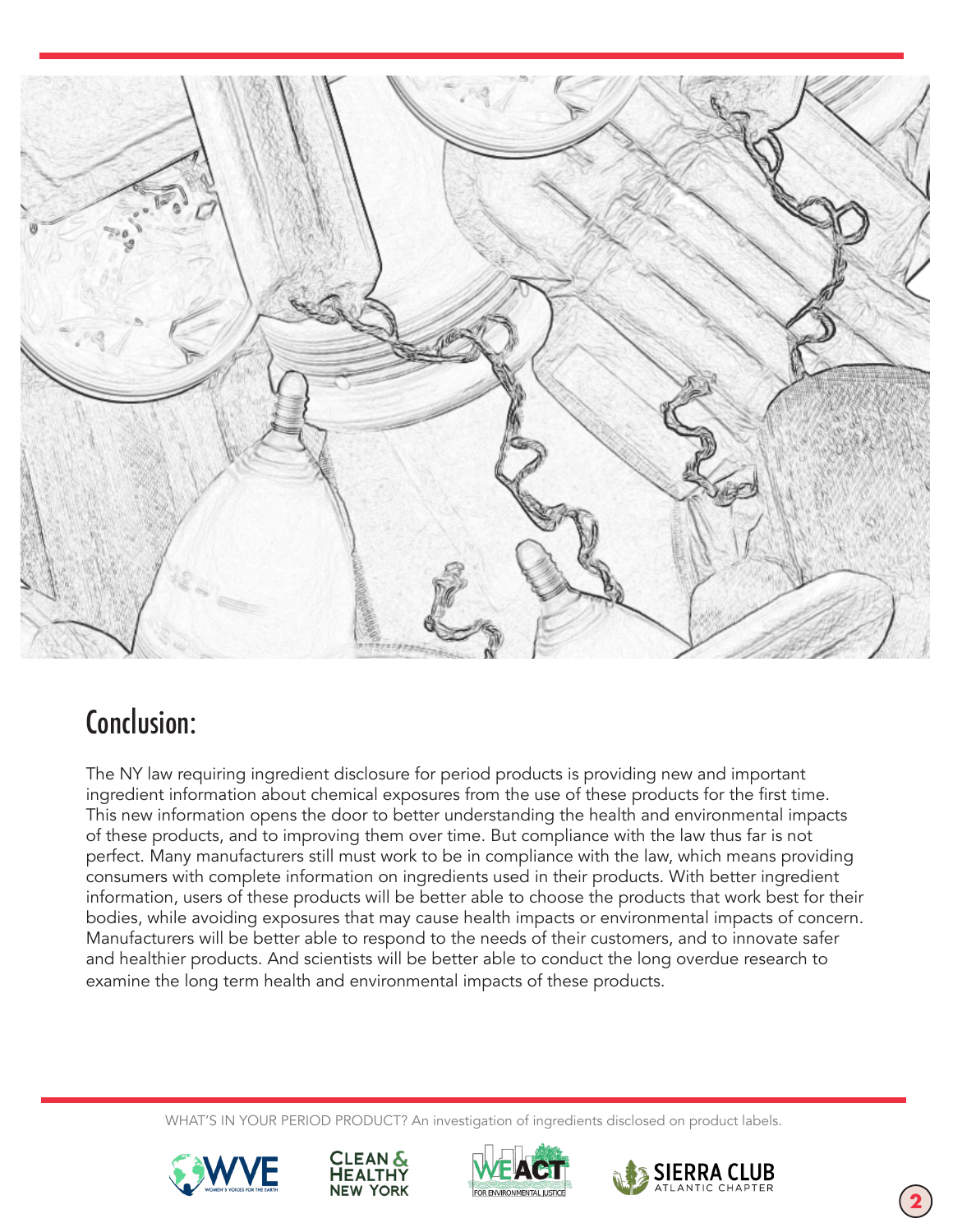## Conclusion:

The NY law requiring ingredient disclosure for period products is providing new and important ingredient information about chemical exposures from the use of these products for the first time. This new information opens the door to better understanding the health and environmental impacts of these products, and to improving them over time. But compliance with the law thus far is not perfect. Many manufacturers still must work to be in compliance with the law, which means providing consumers with complete information on ingredients used in their products. With better ingredient information, users of these products will be better able to choose the products that work best for their bodies, while avoiding exposures that may cause health impacts or environmental impacts of concern. Manufacturers will be better able to respond to the needs of their customers, and to innovate safer and healthier products. And scientists will be better able to conduct the long overdue research to examine the long term health and environmental impacts of these products.